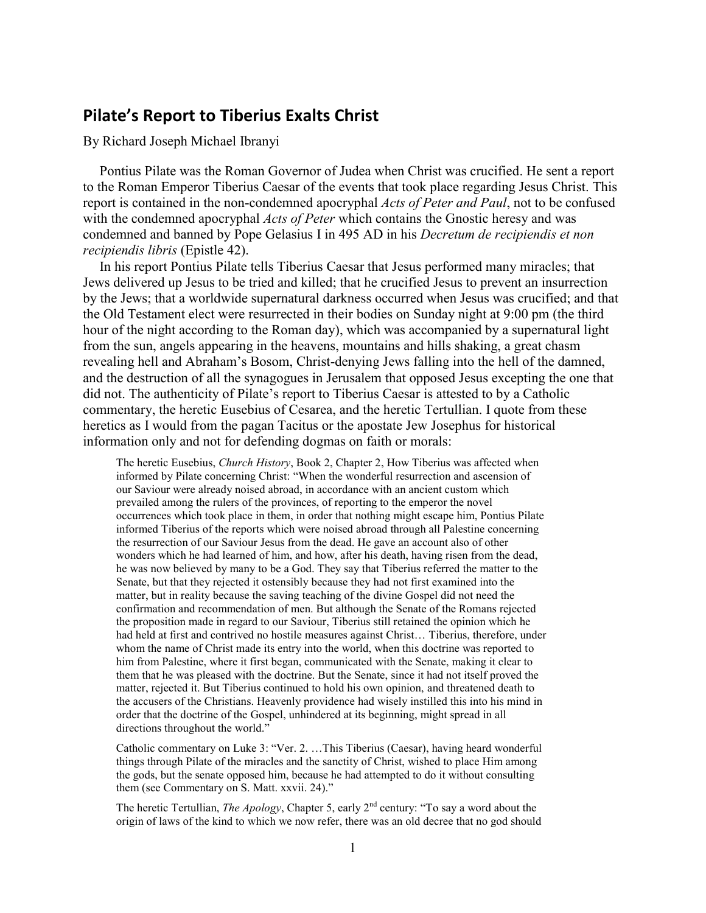## Pilate's Report to Tiberius Exalts Christ

By Richard Joseph Michael Ibranyi

Pontius Pilate was the Roman Governor of Judea when Christ was crucified. He sent a report to the Roman Emperor Tiberius Caesar of the events that took place regarding Jesus Christ. This report is contained in the non-condemned apocryphal *Acts of Peter and Paul*, not to be confused with the condemned apocryphal *Acts of Peter* which contains the Gnostic heresy and was condemned and banned by Pope Gelasius I in 495 AD in his *Decretum de recipiendis et non recipiendis libris* (Epistle 42).

In his report Pontius Pilate tells Tiberius Caesar that Jesus performed many miracles; that Jews delivered up Jesus to be tried and killed; that he crucified Jesus to prevent an insurrection by the Jews; that a worldwide supernatural darkness occurred when Jesus was crucified; and that the Old Testament elect were resurrected in their bodies on Sunday night at 9:00 pm (the third hour of the night according to the Roman day), which was accompanied by a supernatural light from the sun, angels appearing in the heavens, mountains and hills shaking, a great chasm revealing hell and Abraham's Bosom, Christ-denying Jews falling into the hell of the damned, and the destruction of all the synagogues in Jerusalem that opposed Jesus excepting the one that did not. The authenticity of Pilate's report to Tiberius Caesar is attested to by a Catholic commentary, the heretic Eusebius of Cesarea, and the heretic Tertullian. I quote from these heretics as I would from the pagan Tacitus or the apostate Jew Josephus for historical information only and not for defending dogmas on faith or morals:

> The heretic Eusebius, *Church History*, Book 2, Chapter 2, How Tiberius was affected when informed by Pilate concerning Christ: "When the wonderful resurrection and ascension of our Saviour were already noised abroad, in accordance with an ancient custom which prevailed among the rulers of the provinces, of reporting to the emperor the novel occurrences which took place in them, in order that nothing might escape him, Pontius Pilate informed Tiberius of the reports which were noised abroad through all Palestine concerning the resurrection of our Saviour Jesus from the dead. He gave an account also of other wonders which he had learned of him, and how, after his death, having risen from the dead, he was now believed by many to be a God. They say that Tiberius referred the matter to the Senate, but that they rejected it ostensibly because they had not first examined into the matter, but in reality because the saving teaching of the divine Gospel did not need the confirmation and recommendation of men. But although the Senate of the Romans rejected the proposition made in regard to our Saviour, Tiberius still retained the opinion which he had held at first and contrived no hostile measures against Christ… Tiberius, therefore, under whom the name of Christ made its entry into the world, when this doctrine was reported to him from Palestine, where it first began, communicated with the Senate, making it clear to them that he was pleased with the doctrine. But the Senate, since it had not itself proved the matter, rejected it. But Tiberius continued to hold his own opinion, and threatened death to the accusers of the Christians. Heavenly providence had wisely instilled this into his mind in order that the doctrine of the Gospel, unhindered at its beginning, might spread in all directions throughout the world."

> Catholic commentary on Luke 3: "Ver. 2. …This Tiberius (Caesar), having heard wonderful things through Pilate of the miracles and the sanctity of Christ, wished to place Him among the gods, but the senate opposed him, because he had attempted to do it without consulting them (see Commentary on S. Matt. xxvii. 24)."

> The heretic Tertullian, *The Apology*, Chapter 5, early 2nd century: "To say a word about the origin of laws of the kind to which we now refer, there was an old decree that no god should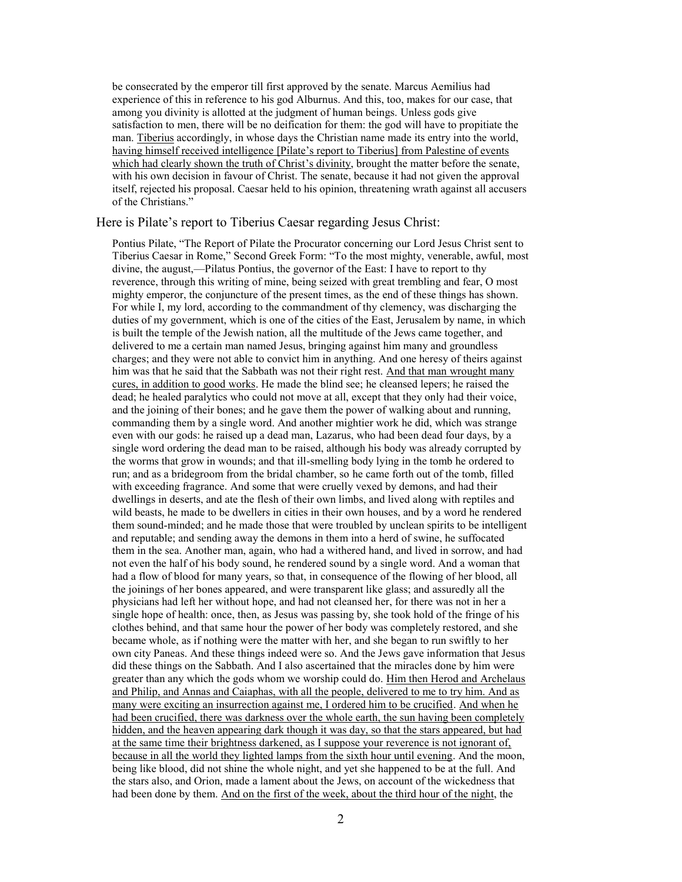> be consecrated by the emperor till first approved by the senate. Marcus Aemilius had experience of this in reference to his god Alburnus. And this, too, makes for our case, that among you divinity is allotted at the judgment of human beings. Unless gods give satisfaction to men, there will be no deification for them: the god will have to propitiate the man. <u>Tiberius</u> accordingly, in whose days the Christian name made its entry into the world, <u>having himself received intelligence [Pilate's report to Tiberius] from Palestine of events which had clearly shown the truth of Christ's divinity</u>, brought the matter before the senate, with his own decision in favour of Christ. The senate, because it had not given the approval itself, rejected his proposal. Caesar held to his opinion, threatening wrath against all accusers of the Christians."

Here is Pilate's report to Tiberius Caesar regarding Jesus Christ:

> Pontius Pilate, "The Report of Pilate the Procurator concerning our Lord Jesus Christ sent to Tiberius Caesar in Rome," Second Greek Form: "To the most mighty, venerable, awful, most divine, the august,—Pilatus Pontius, the governor of the East: I have to report to thy reverence, through this writing of mine, being seized with great trembling and fear, O most mighty emperor, the conjuncture of the present times, as the end of these things has shown. For while I, my lord, according to the commandment of thy clemency, was discharging the duties of my government, which is one of the cities of the East, Jerusalem by name, in which is built the temple of the Jewish nation, all the multitude of the Jews came together, and delivered to me a certain man named Jesus, bringing against him many and groundless charges; and they were not able to convict him in anything. And one heresy of theirs against him was that he said that the Sabbath was not their right rest. <u>And that man wrought many cures, in addition to good works</u>. He made the blind see; he cleansed lepers; he raised the dead; he healed paralytics who could not move at all, except that they only had their voice, and the joining of their bones; and he gave them the power of walking about and running, commanding them by a single word. And another mightier work he did, which was strange even with our gods: he raised up a dead man, Lazarus, who had been dead four days, by a single word ordering the dead man to be raised, although his body was already corrupted by the worms that grow in wounds; and that ill-smelling body lying in the tomb he ordered to run; and as a bridegroom from the bridal chamber, so he came forth out of the tomb, filled with exceeding fragrance. And some that were cruelly vexed by demons, and had their dwellings in deserts, and ate the flesh of their own limbs, and lived along with reptiles and wild beasts, he made to be dwellers in cities in their own houses, and by a word he rendered them sound-minded; and he made those that were troubled by unclean spirits to be intelligent and reputable; and sending away the demons in them into a herd of swine, he suffocated them in the sea. Another man, again, who had a withered hand, and lived in sorrow, and had not even the half of his body sound, he rendered sound by a single word. And a woman that had a flow of blood for many years, so that, in consequence of the flowing of her blood, all the joinings of her bones appeared, and were transparent like glass; and assuredly all the physicians had left her without hope, and had not cleansed her, for there was not in her a single hope of health: once, then, as Jesus was passing by, she took hold of the fringe of his clothes behind, and that same hour the power of her body was completely restored, and she became whole, as if nothing were the matter with her, and she began to run swiftly to her own city Paneas. And these things indeed were so. And the Jews gave information that Jesus did these things on the Sabbath. And I also ascertained that the miracles done by him were greater than any which the gods whom we worship could do. <u>Him then Herod and Archelaus and Philip, and Annas and Caiaphas, with all the people, delivered to me to try him. And as many were exciting an insurrection against me, I ordered him to be crucified</u>. <u>And when he had been crucified, there was darkness over the whole earth, the sun having been completely hidden, and the heaven appearing dark though it was day, so that the stars appeared, but had at the same time their brightness darkened, as I suppose your reverence is not ignorant of, because in all the world they lighted lamps from the sixth hour until evening</u>. And the moon, being like blood, did not shine the whole night, and yet she happened to be at the full. And the stars also, and Orion, made a lament about the Jews, on account of the wickedness that had been done by them. <u>And on the first of the week, about the third hour of the night</u>, the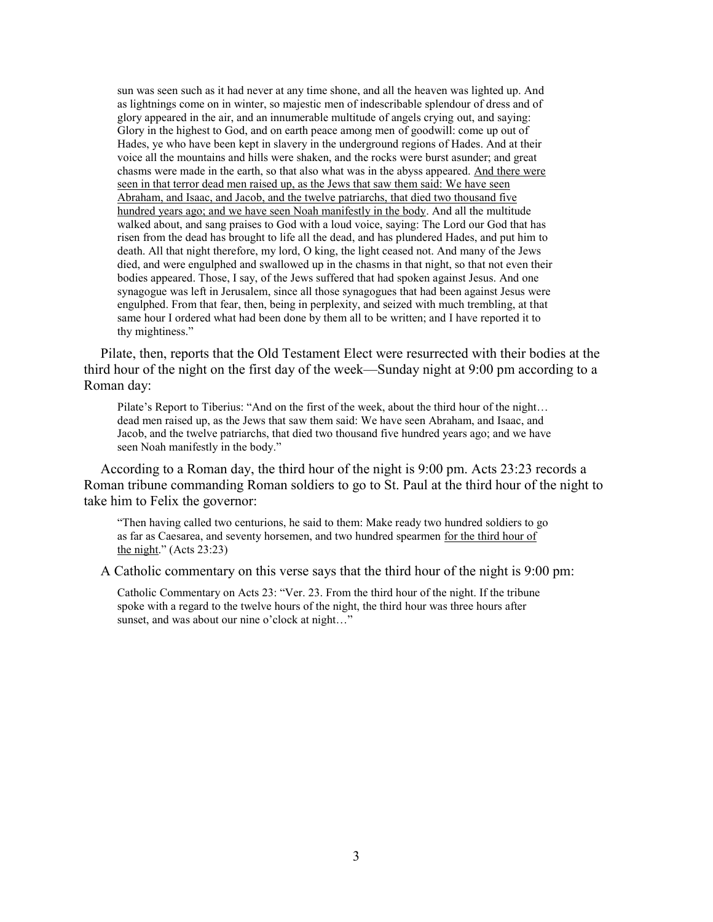> sun was seen such as it had never at any time shone, and all the heaven was lighted up. And as lightnings come on in winter, so majestic men of indescribable splendour of dress and of glory appeared in the air, and an innumerable multitude of angels crying out, and saying: Glory in the highest to God, and on earth peace among men of goodwill: come up out of Hades, ye who have been kept in slavery in the underground regions of Hades. And at their voice all the mountains and hills were shaken, and the rocks were burst asunder; and great chasms were made in the earth, so that also what was in the abyss appeared. <u>And there were seen in that terror dead men raised up, as the Jews that saw them said: We have seen Abraham, and Isaac, and Jacob, and the twelve patriarchs, that died two thousand five hundred years ago; and we have seen Noah manifestly in the body</u>. And all the multitude walked about, and sang praises to God with a loud voice, saying: The Lord our God that has risen from the dead has brought to life all the dead, and has plundered Hades, and put him to death. All that night therefore, my lord, O king, the light ceased not. And many of the Jews died, and were engulphed and swallowed up in the chasms in that night, so that not even their bodies appeared. Those, I say, of the Jews suffered that had spoken against Jesus. And one synagogue was left in Jerusalem, since all those synagogues that had been against Jesus were engulphed. From that fear, then, being in perplexity, and seized with much trembling, at that same hour I ordered what had been done by them all to be written; and I have reported it to thy mightiness."

Pilate, then, reports that the Old Testament Elect were resurrected with their bodies at the third hour of the night on the first day of the week—Sunday night at 9:00 pm according to a Roman day:

> Pilate's Report to Tiberius: "And on the first of the week, about the third hour of the night… dead men raised up, as the Jews that saw them said: We have seen Abraham, and Isaac, and Jacob, and the twelve patriarchs, that died two thousand five hundred years ago; and we have seen Noah manifestly in the body."

According to a Roman day, the third hour of the night is 9:00 pm. Acts 23:23 records a Roman tribune commanding Roman soldiers to go to St. Paul at the third hour of the night to take him to Felix the governor:

> "Then having called two centurions, he said to them: Make ready two hundred soldiers to go as far as Caesarea, and seventy horsemen, and two hundred spearmen <u>for the third hour of the night</u>." (Acts 23:23)

A Catholic commentary on this verse says that the third hour of the night is 9:00 pm:

> Catholic Commentary on Acts 23: "Ver. 23. From the third hour of the night. If the tribune spoke with a regard to the twelve hours of the night, the third hour was three hours after sunset, and was about our nine o'clock at night…"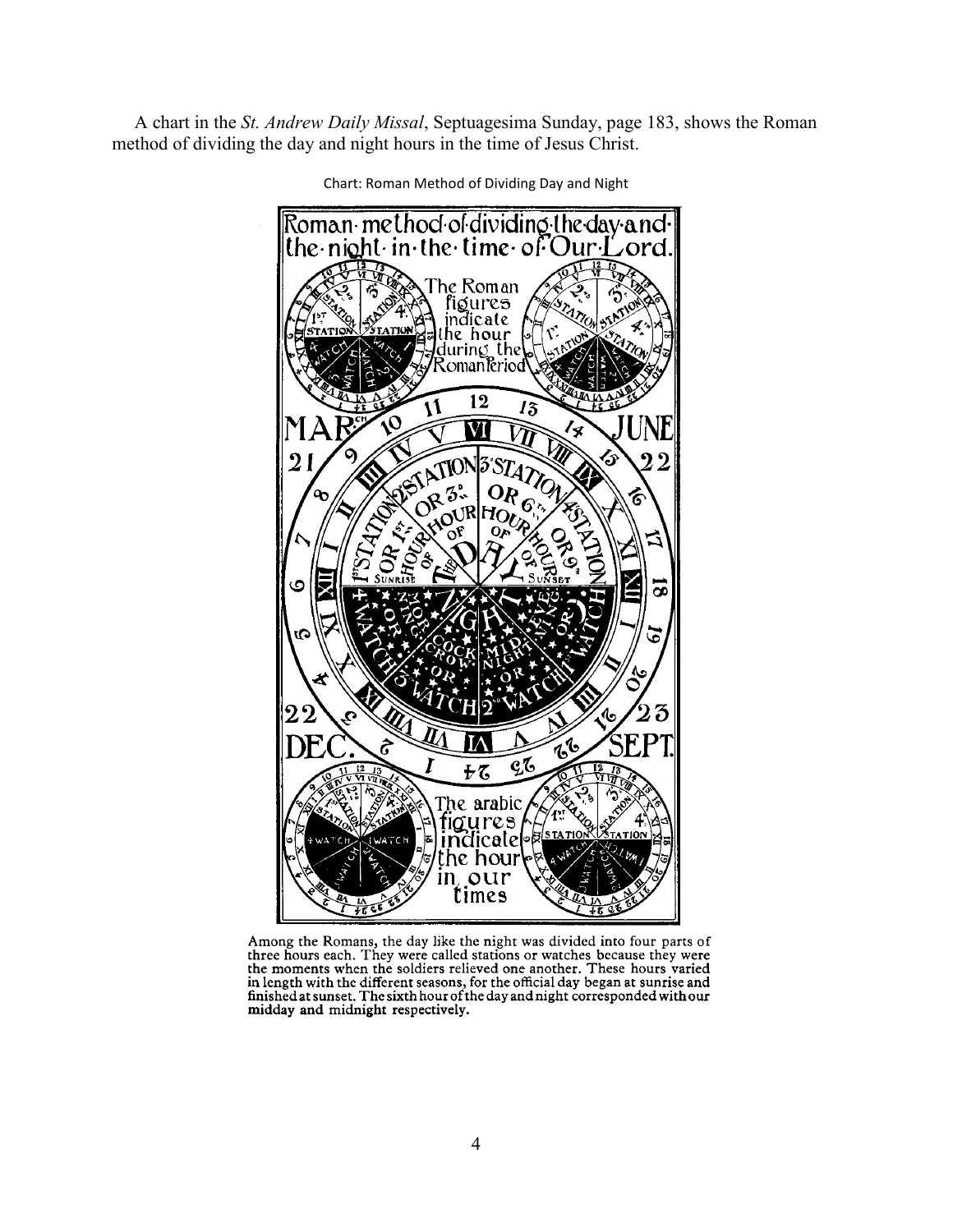A chart in the *St. Andrew Daily Missal*, Septuagesima Sunday, page 183, shows the Roman method of dividing the day and night hours in the time of Jesus Christ.

Chart: Roman Method of Dividing Day and Night

Among the Romans, the day like the night was divided into four parts of three hours each. They were called stations or watches because they were the moments when the soldiers relieved one another. These hours varied in length with the different seasons, for the official day began at sunrise and finished at sunset. The sixth hour of the day and night corresponded with our midday and midnight respectively.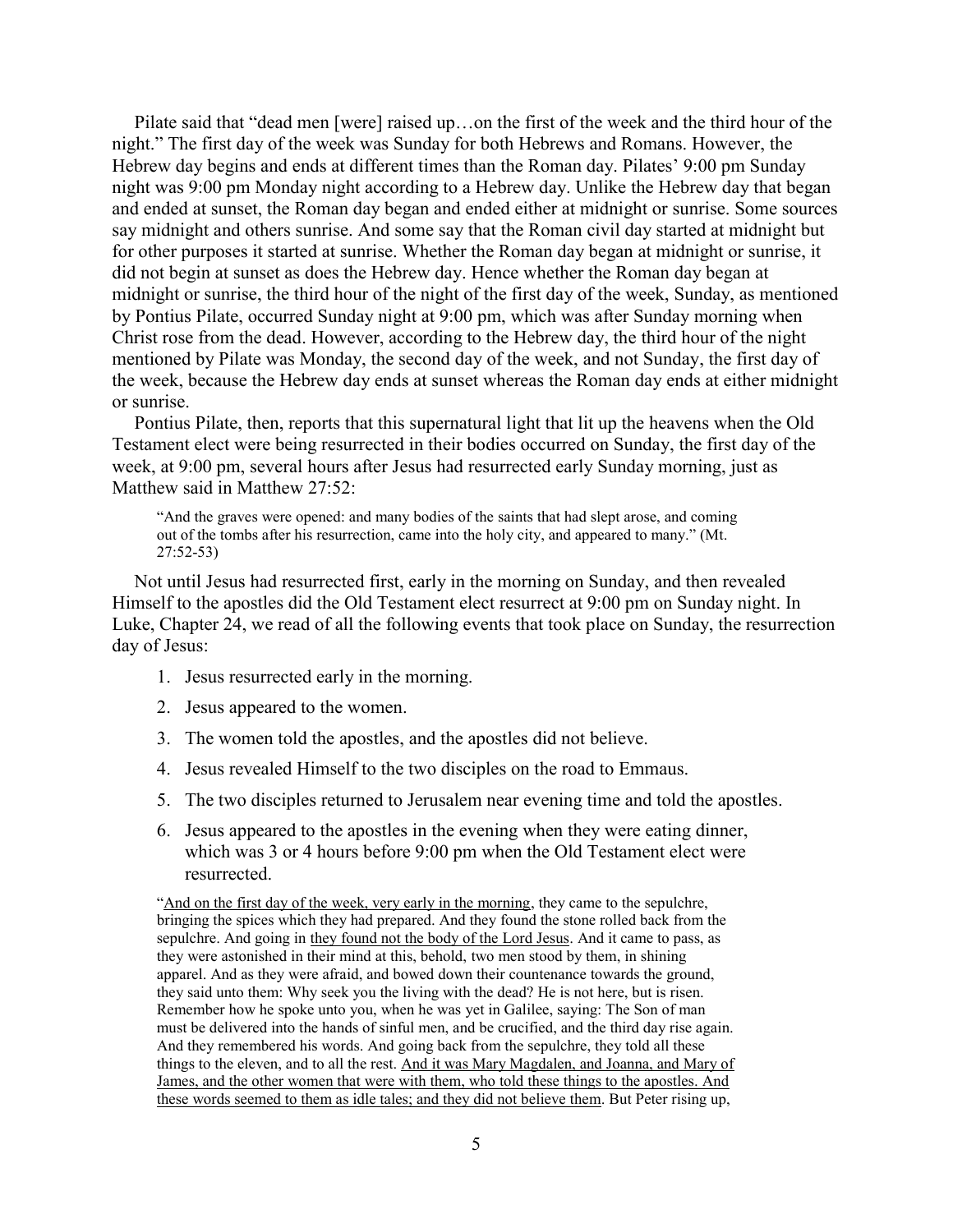Pilate said that "dead men [were] raised up…on the first of the week and the third hour of the night." The first day of the week was Sunday for both Hebrews and Romans. However, the Hebrew day begins and ends at different times than the Roman day. Pilates' 9:00 pm Sunday night was 9:00 pm Monday night according to a Hebrew day. Unlike the Hebrew day that began and ended at sunset, the Roman day began and ended either at midnight or sunrise. Some sources say midnight and others sunrise. And some say that the Roman civil day started at midnight but for other purposes it started at sunrise. Whether the Roman day began at midnight or sunrise, it did not begin at sunset as does the Hebrew day. Hence whether the Roman day began at midnight or sunrise, the third hour of the night of the first day of the week, Sunday, as mentioned by Pontius Pilate, occurred Sunday night at 9:00 pm, which was after Sunday morning when Christ rose from the dead. However, according to the Hebrew day, the third hour of the night mentioned by Pilate was Monday, the second day of the week, and not Sunday, the first day of the week, because the Hebrew day ends at sunset whereas the Roman day ends at either midnight or sunrise.

Pontius Pilate, then, reports that this supernatural light that lit up the heavens when the Old Testament elect were being resurrected in their bodies occurred on Sunday, the first day of the week, at 9:00 pm, several hours after Jesus had resurrected early Sunday morning, just as Matthew said in Matthew 27:52:

> "And the graves were opened: and many bodies of the saints that had slept arose, and coming out of the tombs after his resurrection, came into the holy city, and appeared to many." (Mt. 27:52-53)

Not until Jesus had resurrected first, early in the morning on Sunday, and then revealed Himself to the apostles did the Old Testament elect resurrect at 9:00 pm on Sunday night. In Luke, Chapter 24, we read of all the following events that took place on Sunday, the resurrection day of Jesus:

1. Jesus resurrected early in the morning.
2. Jesus appeared to the women.
3. The women told the apostles, and the apostles did not believe.
4. Jesus revealed Himself to the two disciples on the road to Emmaus.
5. The two disciples returned to Jerusalem near evening time and told the apostles.
6. Jesus appeared to the apostles in the evening when they were eating dinner, which was 3 or 4 hours before 9:00 pm when the Old Testament elect were resurrected.

> "<u>And on the first day of the week, very early in the morning</u>, they came to the sepulchre, bringing the spices which they had prepared. And they found the stone rolled back from the sepulchre. And going in <u>they found not the body of the Lord Jesus</u>. And it came to pass, as they were astonished in their mind at this, behold, two men stood by them, in shining apparel. And as they were afraid, and bowed down their countenance towards the ground, they said unto them: Why seek you the living with the dead? He is not here, but is risen. Remember how he spoke unto you, when he was yet in Galilee, saying: The Son of man must be delivered into the hands of sinful men, and be crucified, and the third day rise again. And they remembered his words. And going back from the sepulchre, they told all these things to the eleven, and to all the rest. <u>And it was Mary Magdalen, and Joanna, and Mary of James, and the other women that were with them, who told these things to the apostles. And these words seemed to them as idle tales; and they did not believe them</u>. But Peter rising up,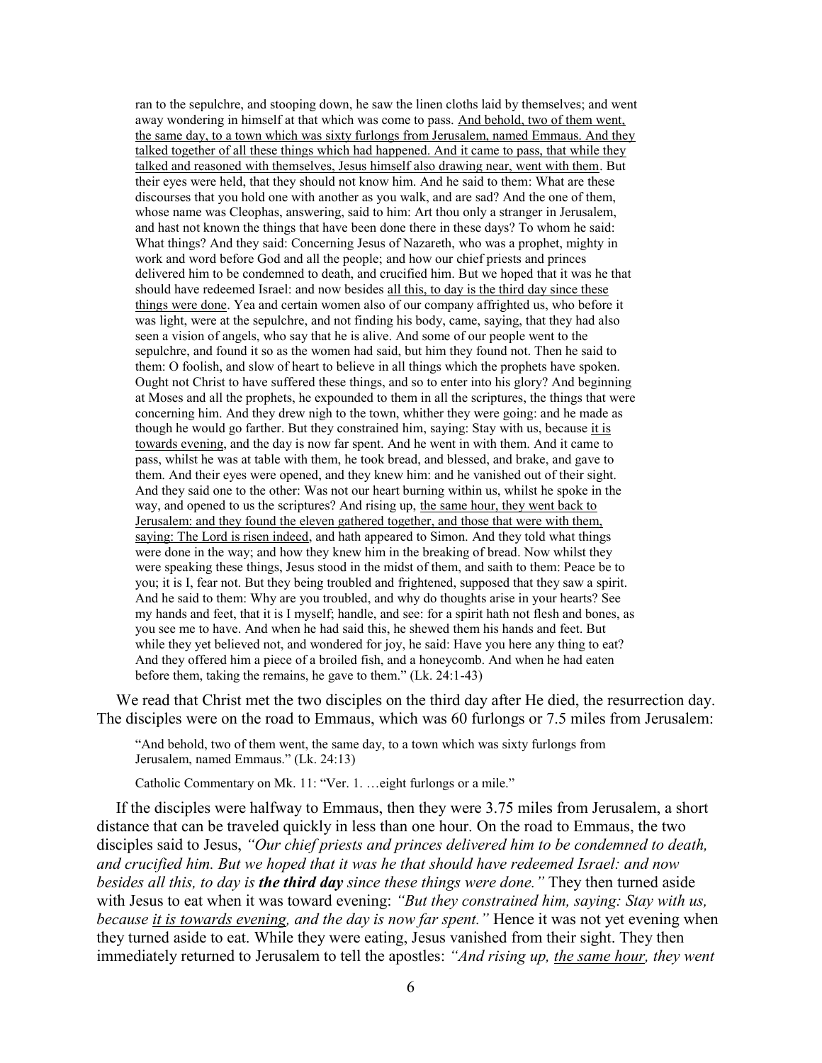ran to the sepulchre, and stooping down, he saw the linen cloths laid by themselves; and went away wondering in himself at that which was come to pass. <u>And behold, two of them went, the same day, to a town which was sixty furlongs from Jerusalem, named Emmaus. And they talked together of all these things which had happened. And it came to pass, that while they talked and reasoned with themselves, Jesus himself also drawing near, went with them</u>. But their eyes were held, that they should not know him. And he said to them: What are these discourses that you hold one with another as you walk, and are sad? And the one of them, whose name was Cleophas, answering, said to him: Art thou only a stranger in Jerusalem, and hast not known the things that have been done there in these days? To whom he said: What things? And they said: Concerning Jesus of Nazareth, who was a prophet, mighty in work and word before God and all the people; and how our chief priests and princes delivered him to be condemned to death, and crucified him. But we hoped that it was he that should have redeemed Israel: and now besides <u>all this, to day is the third day since these things were done</u>. Yea and certain women also of our company affrighted us, who before it was light, were at the sepulchre, and not finding his body, came, saying, that they had also seen a vision of angels, who say that he is alive. And some of our people went to the sepulchre, and found it so as the women had said, but him they found not. Then he said to them: O foolish, and slow of heart to believe in all things which the prophets have spoken. Ought not Christ to have suffered these things, and so to enter into his glory? And beginning at Moses and all the prophets, he expounded to them in all the scriptures, the things that were concerning him. And they drew nigh to the town, whither they were going: and he made as though he would go farther. But they constrained him, saying: Stay with us, because <u>it is towards evening</u>, and the day is now far spent. And he went in with them. And it came to pass, whilst he was at table with them, he took bread, and blessed, and brake, and gave to them. And their eyes were opened, and they knew him: and he vanished out of their sight. And they said one to the other: Was not our heart burning within us, whilst he spoke in the way, and opened to us the scriptures? And rising up, <u>the same hour, they went back to Jerusalem: and they found the eleven gathered together, and those that were with them, saying: The Lord is risen indeed</u>, and hath appeared to Simon. And they told what things were done in the way; and how they knew him in the breaking of bread. Now whilst they were speaking these things, Jesus stood in the midst of them, and saith to them: Peace be to you; it is I, fear not. But they being troubled and frightened, supposed that they saw a spirit. And he said to them: Why are you troubled, and why do thoughts arise in your hearts? See my hands and feet, that it is I myself; handle, and see: for a spirit hath not flesh and bones, as you see me to have. And when he had said this, he shewed them his hands and feet. But while they yet believed not, and wondered for joy, he said: Have you here any thing to eat? And they offered him a piece of a broiled fish, and a honeycomb. And when he had eaten before them, taking the remains, he gave to them." (Lk. 24:1-43)

We read that Christ met the two disciples on the third day after He died, the resurrection day. The disciples were on the road to Emmaus, which was 60 furlongs or 7.5 miles from Jerusalem:

> "And behold, two of them went, the same day, to a town which was sixty furlongs from Jerusalem, named Emmaus." (Lk. 24:13)
>
> Catholic Commentary on Mk. 11: "Ver. 1. …eight furlongs or a mile."

If the disciples were halfway to Emmaus, then they were 3.75 miles from Jerusalem, a short distance that can be traveled quickly in less than one hour. On the road to Emmaus, the two disciples said to Jesus, *"Our chief priests and princes delivered him to be condemned to death, and crucified him. But we hoped that it was he that should have redeemed Israel: and now besides all this, to day is* ***the third day*** *since these things were done."* They then turned aside with Jesus to eat when it was toward evening: *"But they constrained him, saying: Stay with us, because <u>it is towards evening</u>, and the day is now far spent."* Hence it was not yet evening when they turned aside to eat. While they were eating, Jesus vanished from their sight. They then immediately returned to Jerusalem to tell the apostles: *"And rising up, <u>the same hour</u>, they went*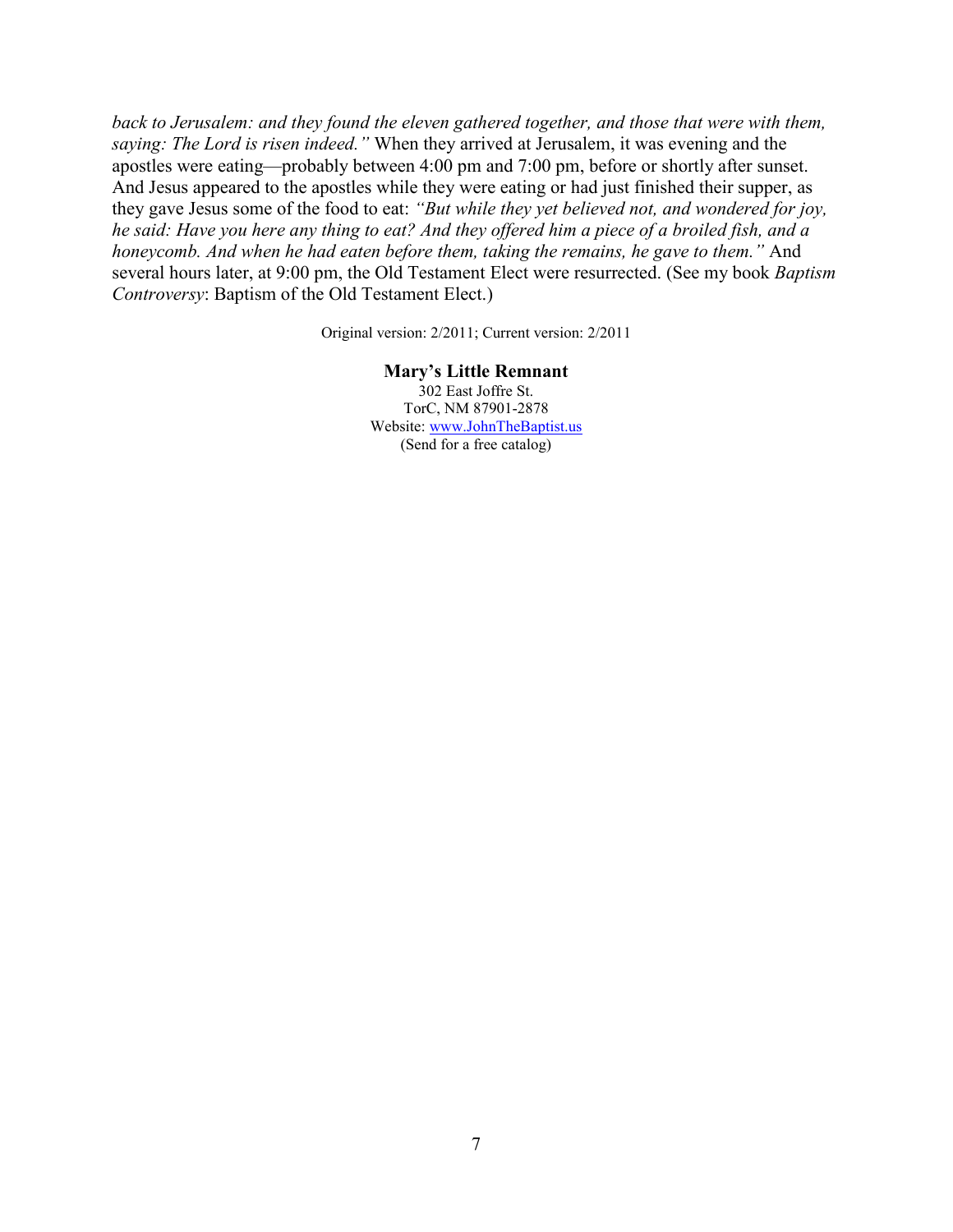*back to Jerusalem: and they found the eleven gathered together, and those that were with them, saying: The Lord is risen indeed."* When they arrived at Jerusalem, it was evening and the apostles were eating—probably between 4:00 pm and 7:00 pm, before or shortly after sunset. And Jesus appeared to the apostles while they were eating or had just finished their supper, as they gave Jesus some of the food to eat: *"But while they yet believed not, and wondered for joy, he said: Have you here any thing to eat? And they offered him a piece of a broiled fish, and a honeycomb. And when he had eaten before them, taking the remains, he gave to them."* And several hours later, at 9:00 pm, the Old Testament Elect were resurrected. (See my book *Baptism Controversy*: Baptism of the Old Testament Elect.)

Original version: 2/2011; Current version: 2/2011

**Mary's Little Remnant**
302 East Joffre St.
TorC, NM 87901-2878
Website: [www.JohnTheBaptist.us](http://www.JohnTheBaptist.us)
(Send for a free catalog)